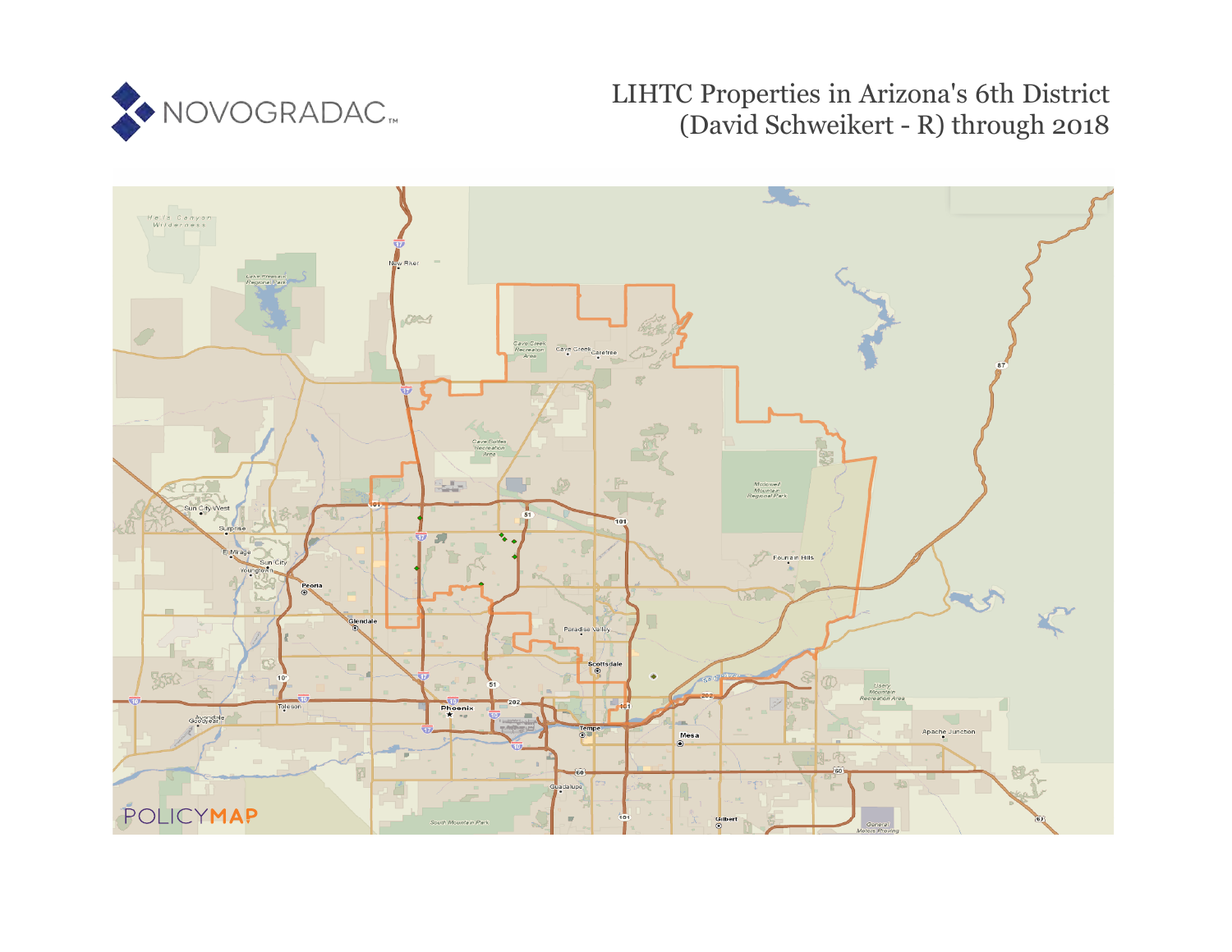NOVOGRADAC

# LIHTC Properties in Arizona's 6th District (David Schweikert - R) through 2018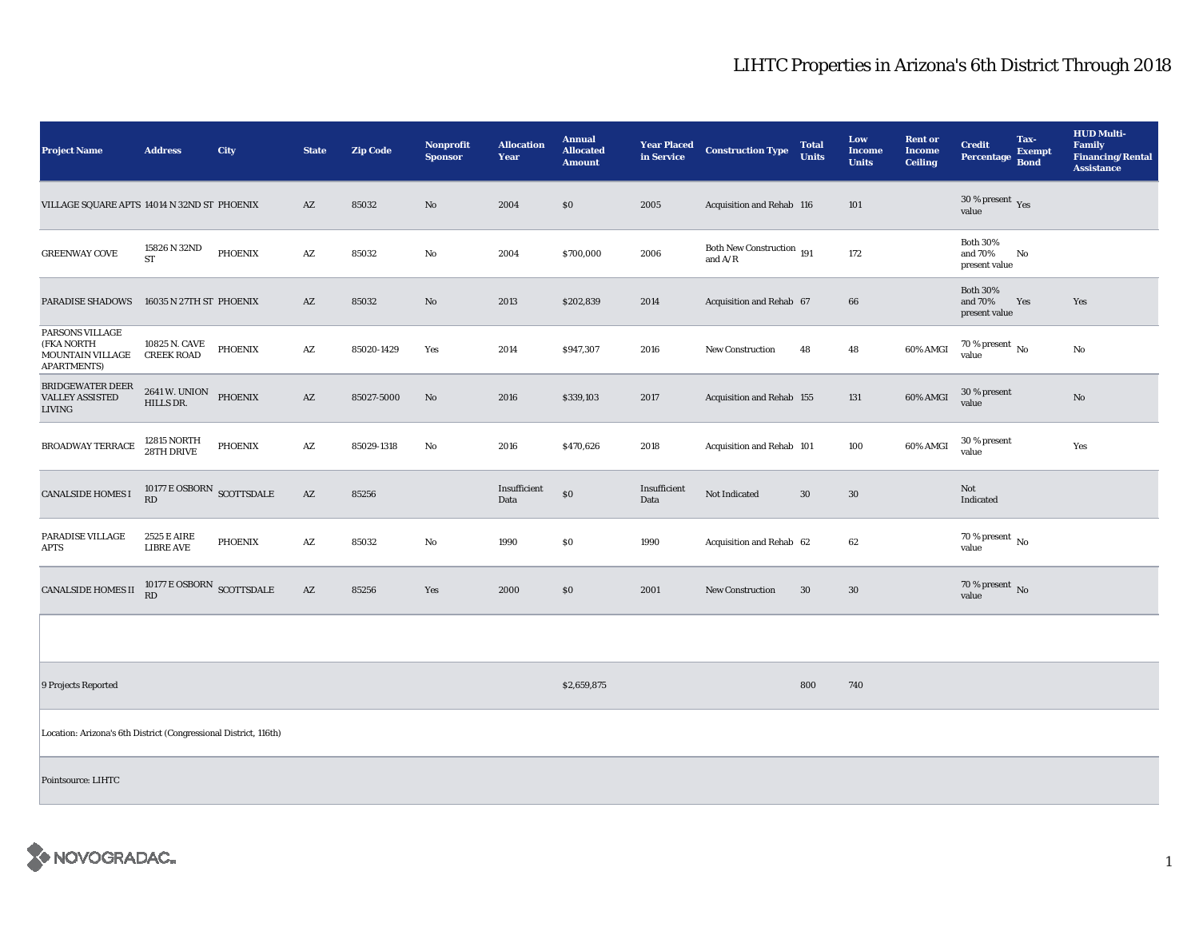# LIHTC Properties in Arizona's 6th District Through 2018

| Project Name | Address | City | State | Zip Code | Nonprofit Sponsor | Allocation Year | Annual Allocated Amount | Year Placed in Service | Construction Type | Total Units | Low Income Units | Rent or Income Ceiling | Credit Percentage | Tax-Exempt Bond | HUD Multi-Family Financing/Rental Assistance |
|---|---|---|---|---|---|---|---|---|---|---|---|---|---|---|---|
| VILLAGE SQUARE APTS | 14014 N 32ND ST | PHOENIX | AZ | 85032 | No | 2004 | $0 | 2005 | Acquisition and Rehab | 116 | 101 | | 30 % present value | Yes | |
| GREENWAY COVE | 15826 N 32ND ST | PHOENIX | AZ | 85032 | No | 2004 | $700,000 | 2006 | Both New Construction and A/R | 191 | 172 | | Both 30% and 70% present value | No | |
| PARADISE SHADOWS | 16035 N 27TH ST | PHOENIX | AZ | 85032 | No | 2013 | $202,839 | 2014 | Acquisition and Rehab | 67 | 66 | | Both 30% and 70% present value | Yes | Yes |
| PARSONS VILLAGE (FKA NORTH MOUNTAIN VILLAGE APARTMENTS) | 10825 N. CAVE CREEK ROAD | PHOENIX | AZ | 85020-1429 | Yes | 2014 | $947,307 | 2016 | New Construction | 48 | 48 | 60% AMGI | 70 % present value | No | No |
| BRIDGEWATER DEER VALLEY ASSISTED LIVING | 2641 W. UNION HILLS DR. | PHOENIX | AZ | 85027-5000 | No | 2016 | $339,103 | 2017 | Acquisition and Rehab | 155 | 131 | 60% AMGI | 30 % present value | | No |
| BROADWAY TERRACE | 12815 NORTH 28TH DRIVE | PHOENIX | AZ | 85029-1318 | No | 2016 | $470,626 | 2018 | Acquisition and Rehab | 101 | 100 | 60% AMGI | 30 % present value | | Yes |
| CANALSIDE HOMES I | 10177 E OSBORN RD | SCOTTSDALE | AZ | 85256 | | Insufficient Data | $0 | Insufficient Data | Not Indicated | 30 | 30 | | Not Indicated | | |
| PARADISE VILLAGE APTS | 2525 E AIRE LIBRE AVE | PHOENIX | AZ | 85032 | No | 1990 | $0 | 1990 | Acquisition and Rehab | 62 | 62 | | 70 % present value | No | |
| CANALSIDE HOMES II | 10177 E OSBORN RD | SCOTTSDALE | AZ | 85256 | Yes | 2000 | $0 | 2001 | New Construction | 30 | 30 | | 70 % present value | No | |
| | | | | | | | | | | | | | | | |
| 9 Projects Reported | | | | | | | $2,659,875 | | | 800 | 740 | | | | |

Location: Arizona's 6th District (Congressional District, 116th)

Pointsource: LIHTC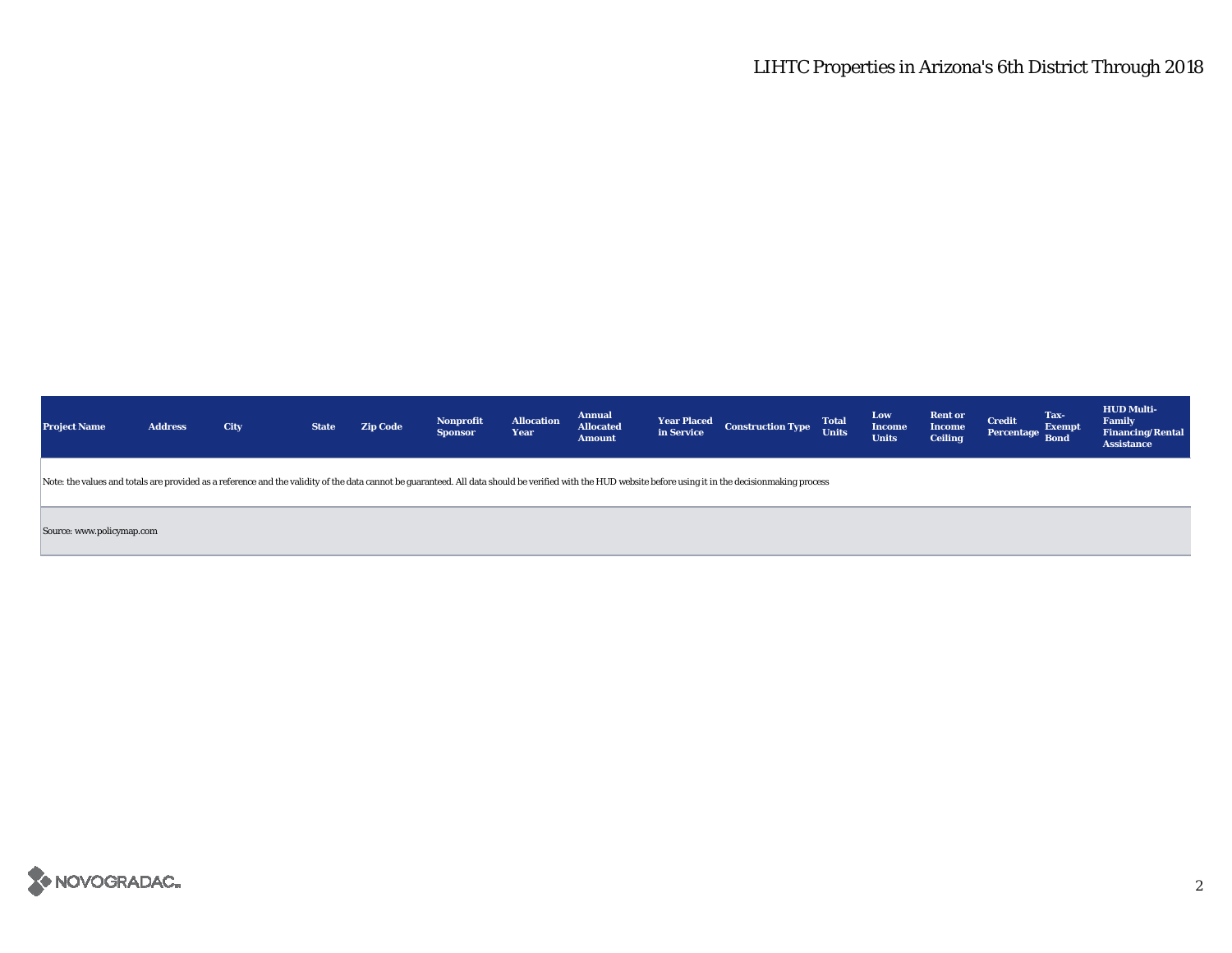# LIHTC Properties in Arizona's 6th District Through 2018

| Project Name | Address | City | State | Zip Code | Nonprofit Sponsor | Allocation Year | Annual Allocated Amount | Year Placed in Service | Construction Type | Total Units | Low Income Units | Rent or Income Ceiling | Credit Percentage | Tax-Exempt Bond | HUD Multi-Family Financing/Rental Assistance |
|---|---|---|---|---|---|---|---|---|---|---|---|---|---|---|---|

Note: the values and totals are provided as a reference and the validity of the data cannot be guaranteed. All data should be verified with the HUD website before using it in the decisionmaking process

Source: www.policymap.com